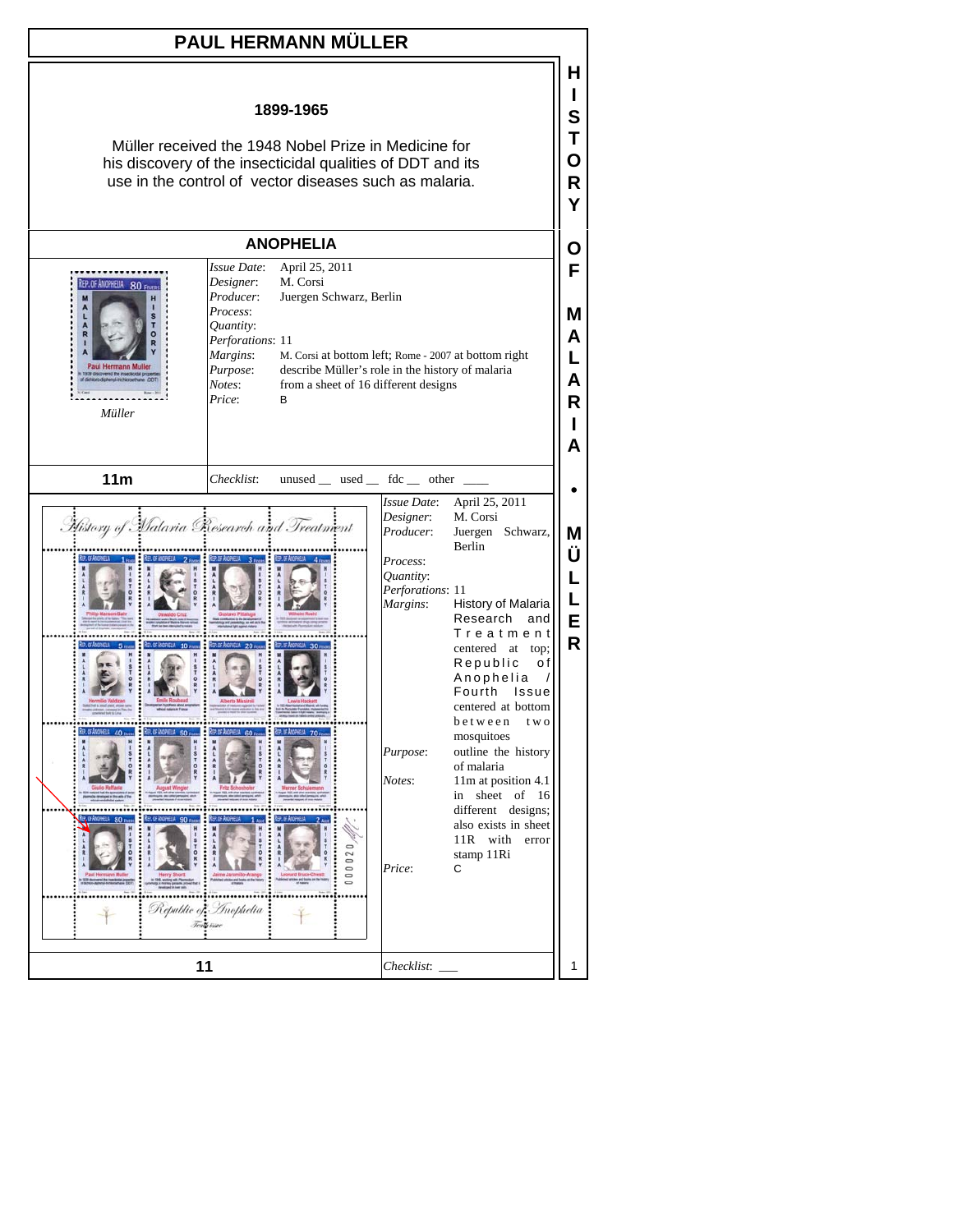# PAUL HERMANN MÜLLER

**1899-1965**

Müller received the 1948 Nobel Prize in Medicine for his discovery of the insecticidal qualities of DDT and its use in the control of vector diseases such as malaria.

## ANOPHELIA

*Müller*

| | |
|---|---|
| *Issue Date*: | April 25, 2011 |
| *Designer*: | M. Corsi |
| *Producer*: | Juergen Schwarz, Berlin |
| *Process*: | |
| *Quantity*: | |
| *Perforations*: | 11 |
| *Margins*: | M. Corsi at bottom left; Rome - 2007 at bottom right |
| *Purpose*: | describe Müller's role in the history of malaria |
| *Notes*: | from a sheet of 16 different designs |
| *Price*: | B |

**11m**

*Checklist*: unused __ used __ fdc __ other ____

| | |
|---|---|
| *Issue Date*: | April 25, 2011 |
| *Designer*: | M. Corsi |
| *Producer*: | Juergen Schwarz, Berlin |
| *Process*: | |
| *Quantity*: | |
| *Perforations*: | 11 |
| *Margins*: | History of Malaria Research and Treatment centered at top; Republic of Anophelia / Fourth Issue centered at bottom between two mosquitoes |
| *Purpose*: | outline the history of malaria |
| *Notes*: | 11m at position 4.1 in sheet of 16 different designs; also exists in sheet 11R with error stamp 11Ri |
| *Price*: | C |

**11**

*Checklist*: ___

HISTORY OF MALARIA • MÜLLER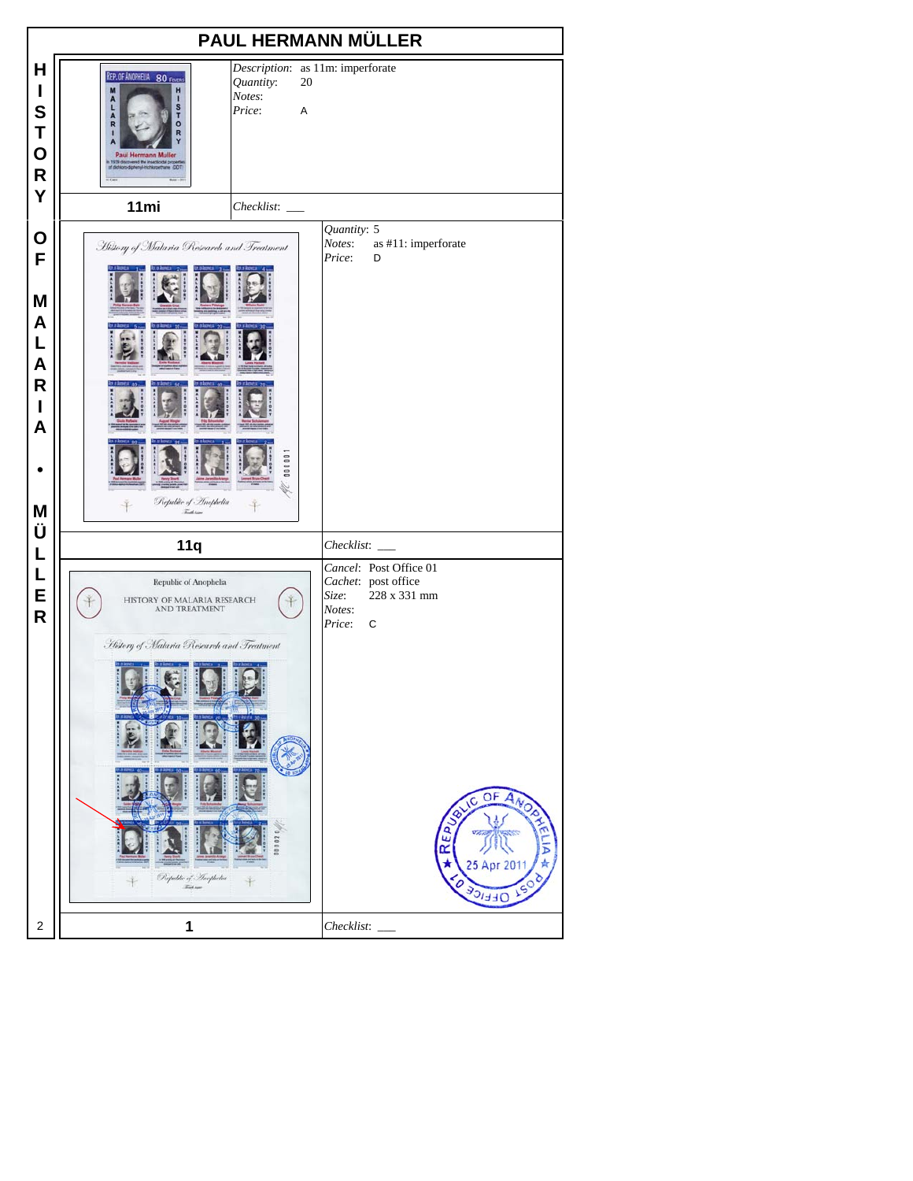# PAUL HERMANN MÜLLER

HISTORY OF MALARIA • MÜLLER

| | |
|---|---|
| **11mi** | *Description*: as 11m: imperforate<br>*Quantity*: 20<br>*Notes*:<br>*Price*: A |
| | *Checklist*: ___ |
| **11q** | *Quantity*: 5<br>*Notes*: as #11: imperforate<br>*Price*: D |
| | *Checklist*: ___ |
| **1** | *Cancel*: Post Office 01<br>*Cachet*: post office<br>*Size*: 228 x 331 mm<br>*Notes*:<br>*Price*: C |
| | *Checklist*: ___ |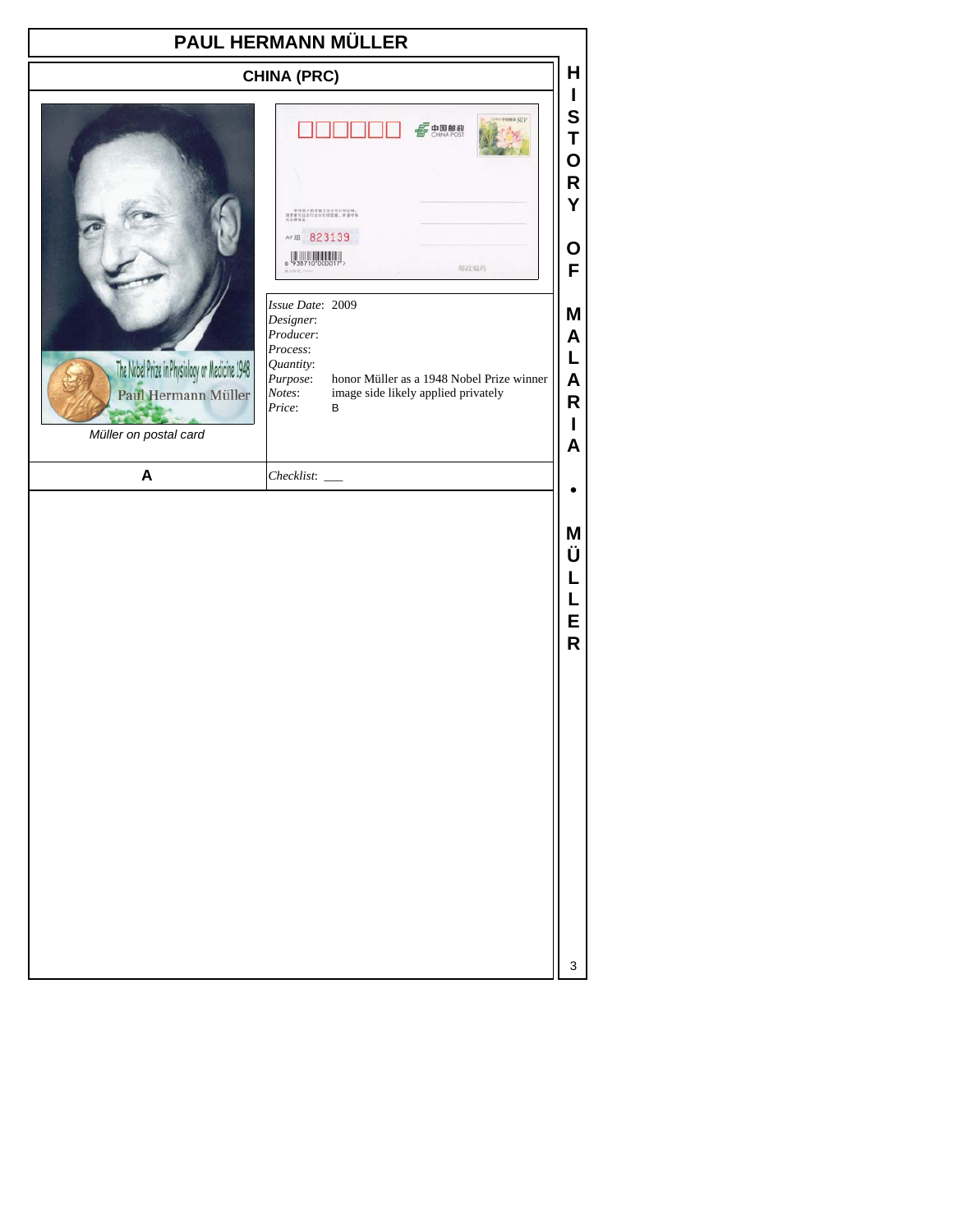# PAUL HERMANN MÜLLER

## CHINA (PRC)

Müller on postal card

*Issue Date*: 2009
*Designer*:
*Producer*:
*Process*:
*Quantity*:
*Purpose*: honor Müller as a 1948 Nobel Prize winner
*Notes*: image side likely applied privately
*Price*: B

**A**

*Checklist*: ___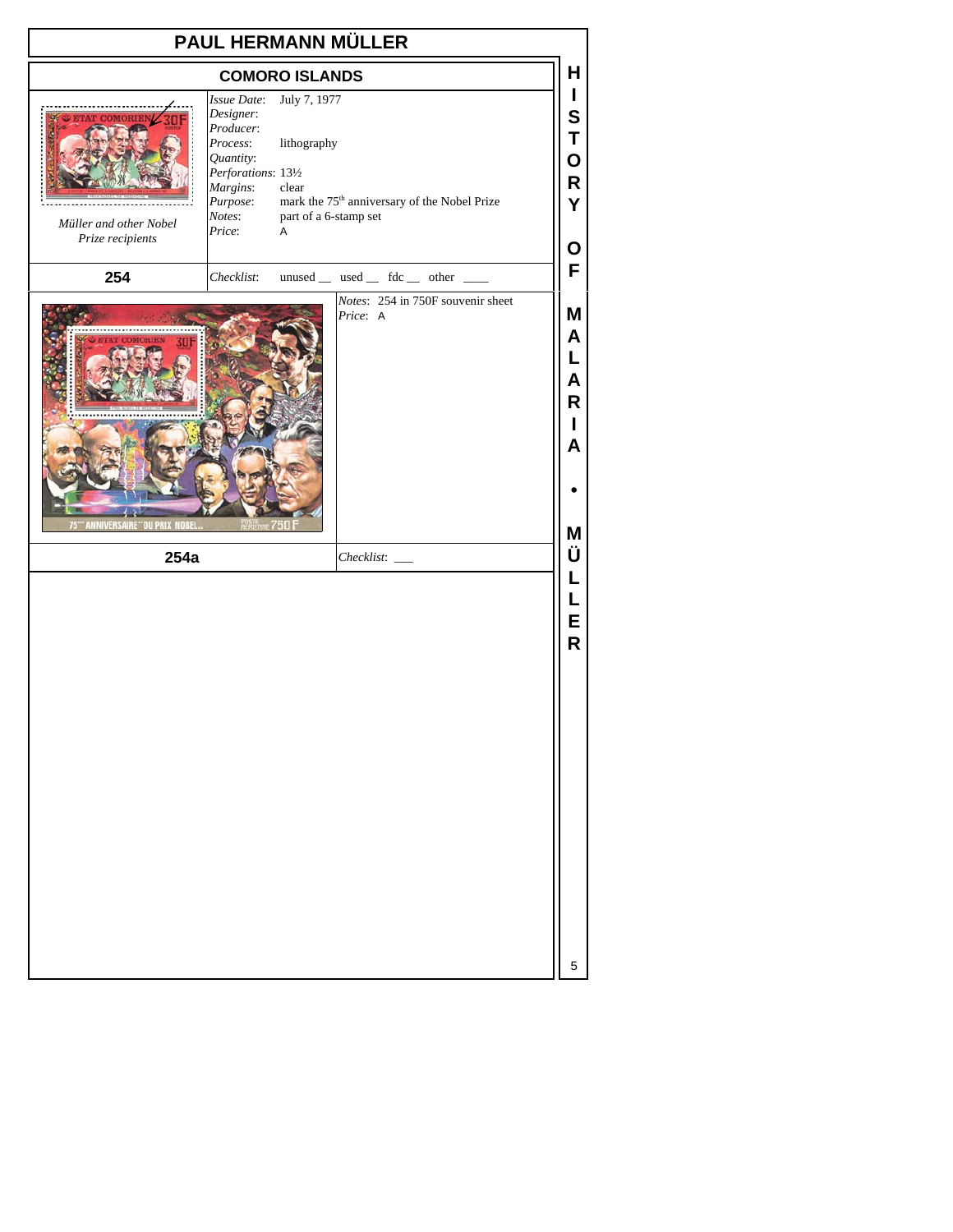# PAUL HERMANN MÜLLER

## COMORO ISLANDS

*Müller and other Nobel Prize recipients*

*Issue Date*: July 7, 1977
*Designer*:
*Producer*:
*Process*: lithography
*Quantity*:
*Perforations*: 13½
*Margins*: clear
*Purpose*: mark the 75th anniversary of the Nobel Prize
*Notes*: part of a 6-stamp set
*Price*: A

**254**

*Checklist*: unused __ used __ fdc __ other ____

*Notes*: 254 in 750F souvenir sheet
*Price*: A

**254a**

*Checklist*: ___

HISTORY OF MALARIA • MÜLLER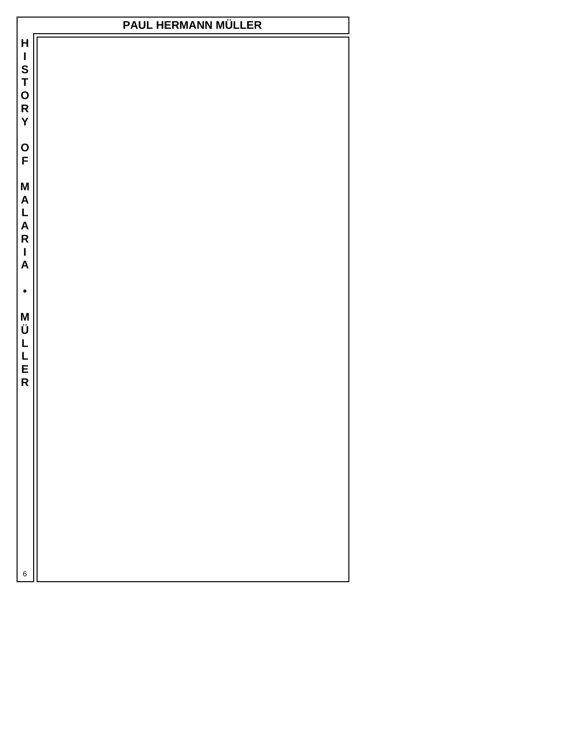# PAUL HERMANN MÜLLER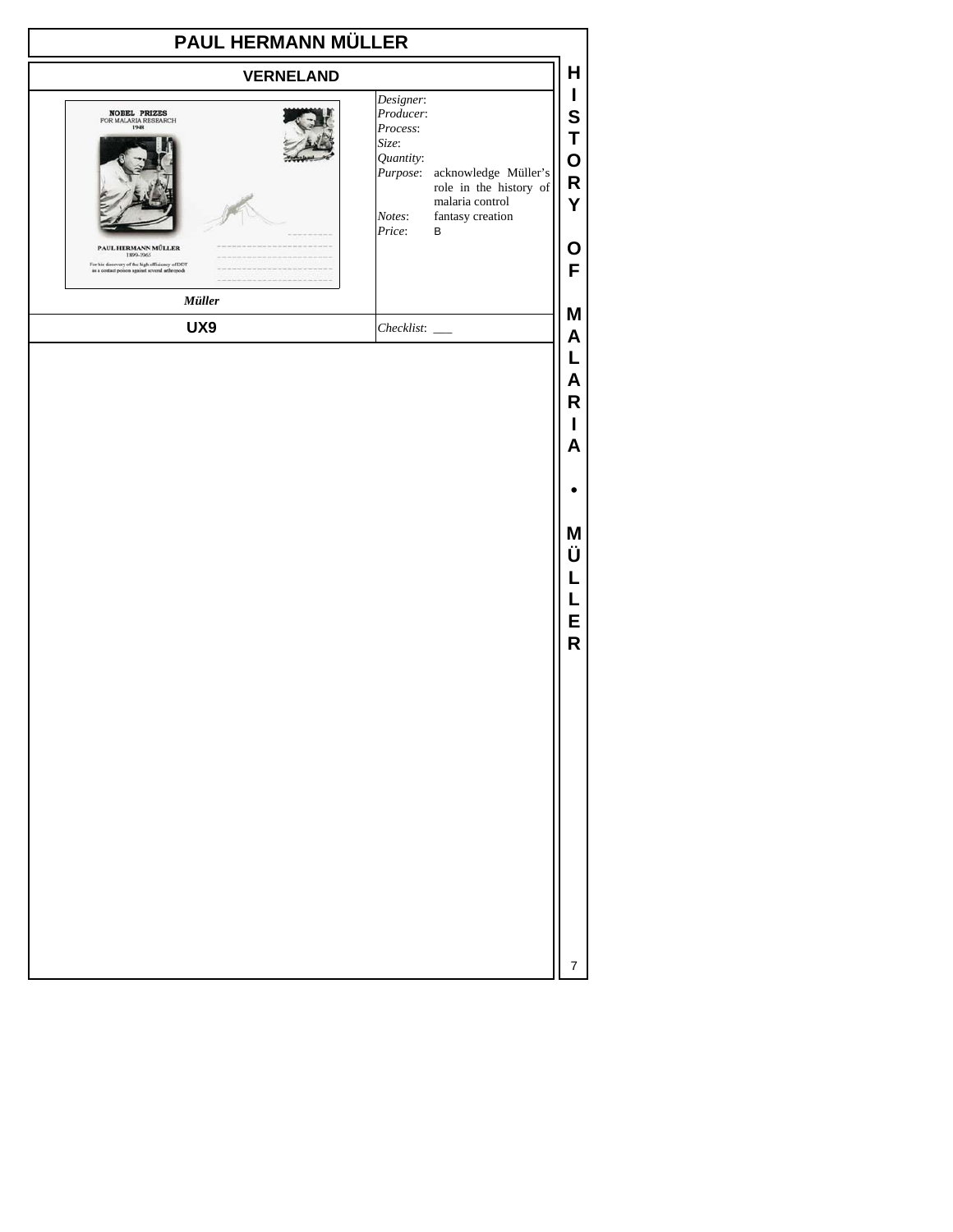# PAUL HERMANN MÜLLER

## VERNELAND

NOBEL PRIZES
FOR MALARIA RESEARCH
1948

PAUL HERMANN MÜLLER
1899-1965
For his discovery of the high efficiency of DDT as a contact poison against several arthropods

*Müller*

*Designer*:
*Producer*:
*Process*:
*Size*:
*Quantity*:
*Purpose*: acknowledge Müller's role in the history of malaria control
*Notes*: fantasy creation
*Price*: B

**UX9**

*Checklist*: ___

**HISTORY OF MALARIA • MÜLLER**